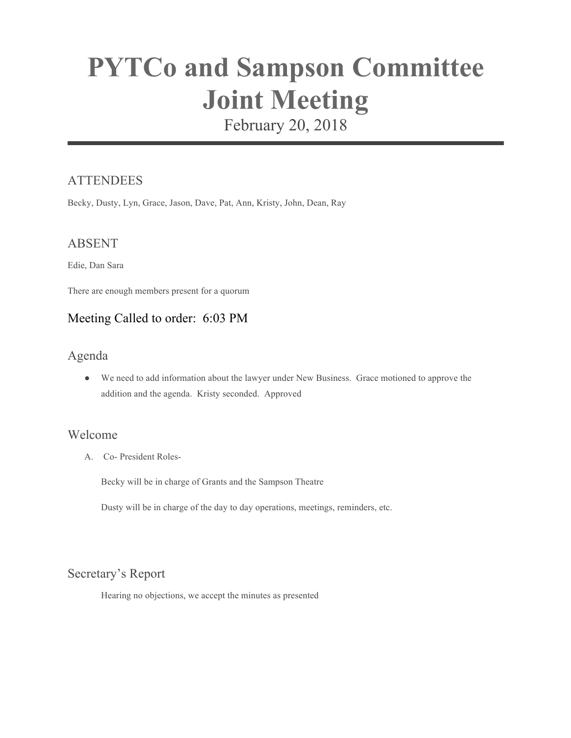# PYTCo and Sampson Committee Joint Meeting

February 20, 2018

## ATTENDEES

Becky, Dusty, Lyn, Grace, Jason, Dave, Pat, Ann, Kristy, John, Dean, Ray

## ABSENT

Edie, Dan Sara

There are enough members present for a quorum

## Meeting Called to order: 6:03 PM

## Agenda

- We need to add information about the lawyer under New Business. Grace motioned to approve the addition and the agenda. Kristy seconded. Approved

## Welcome

A. Co- President Roles-

Becky will be in charge of Grants and the Sampson Theatre

Dusty will be in charge of the day to day operations, meetings, reminders, etc.

## Secretary's Report

Hearing no objections, we accept the minutes as presented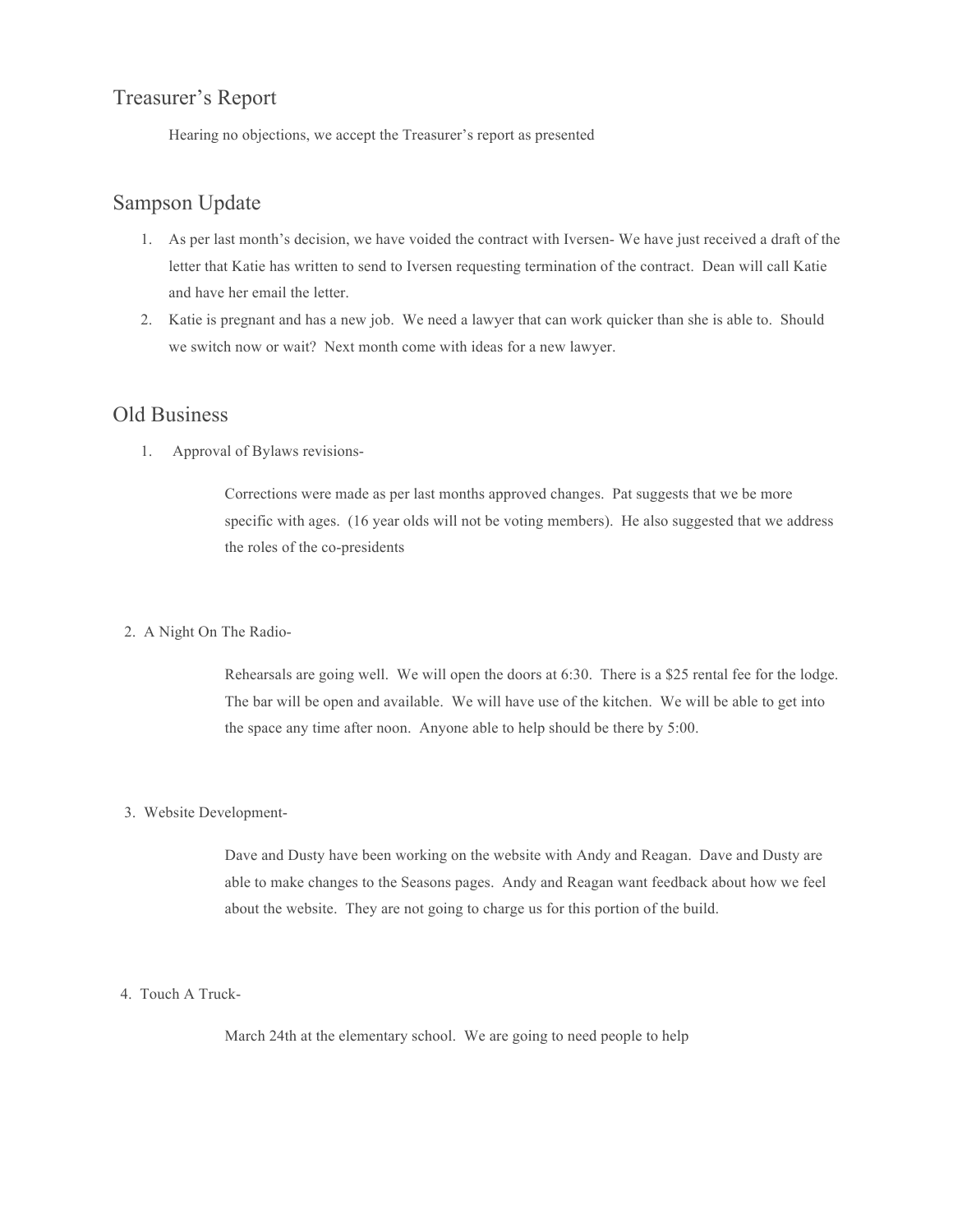## Treasurer's Report

Hearing no objections, we accept the Treasurer's report as presented

## Sampson Update

1. As per last month's decision, we have voided the contract with Iversen- We have just received a draft of the letter that Katie has written to send to Iversen requesting termination of the contract. Dean will call Katie and have her email the letter.
2. Katie is pregnant and has a new job. We need a lawyer that can work quicker than she is able to. Should we switch now or wait? Next month come with ideas for a new lawyer.

## Old Business

1. Approval of Bylaws revisions-

   Corrections were made as per last months approved changes. Pat suggests that we be more specific with ages. (16 year olds will not be voting members). He also suggested that we address the roles of the co-presidents

2. A Night On The Radio-

   Rehearsals are going well. We will open the doors at 6:30. There is a $25 rental fee for the lodge. The bar will be open and available. We will have use of the kitchen. We will be able to get into the space any time after noon. Anyone able to help should be there by 5:00.

3. Website Development-

   Dave and Dusty have been working on the website with Andy and Reagan. Dave and Dusty are able to make changes to the Seasons pages. Andy and Reagan want feedback about how we feel about the website. They are not going to charge us for this portion of the build.

4. Touch A Truck-

   March 24th at the elementary school. We are going to need people to help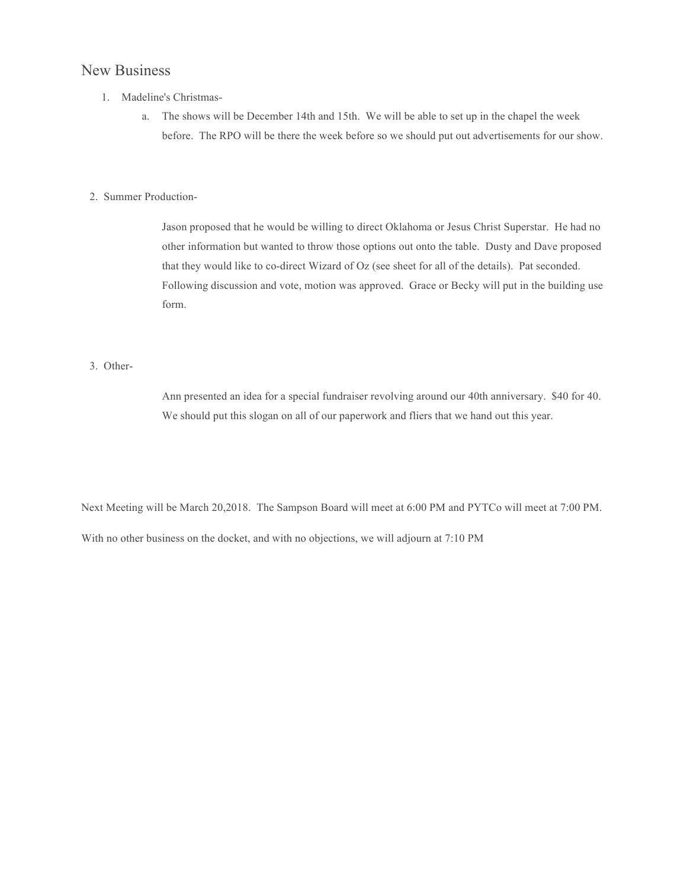## New Business

1. Madeline's Christmas-
    a. The shows will be December 14th and 15th. We will be able to set up in the chapel the week before. The RPO will be there the week before so we should put out advertisements for our show.

2. Summer Production-

    Jason proposed that he would be willing to direct Oklahoma or Jesus Christ Superstar. He had no other information but wanted to throw those options out onto the table. Dusty and Dave proposed that they would like to co-direct Wizard of Oz (see sheet for all of the details). Pat seconded. Following discussion and vote, motion was approved. Grace or Becky will put in the building use form.

3. Other-

    Ann presented an idea for a special fundraiser revolving around our 40th anniversary. $40 for 40. We should put this slogan on all of our paperwork and fliers that we hand out this year.

Next Meeting will be March 20,2018. The Sampson Board will meet at 6:00 PM and PYTCo will meet at 7:00 PM.

With no other business on the docket, and with no objections, we will adjourn at 7:10 PM